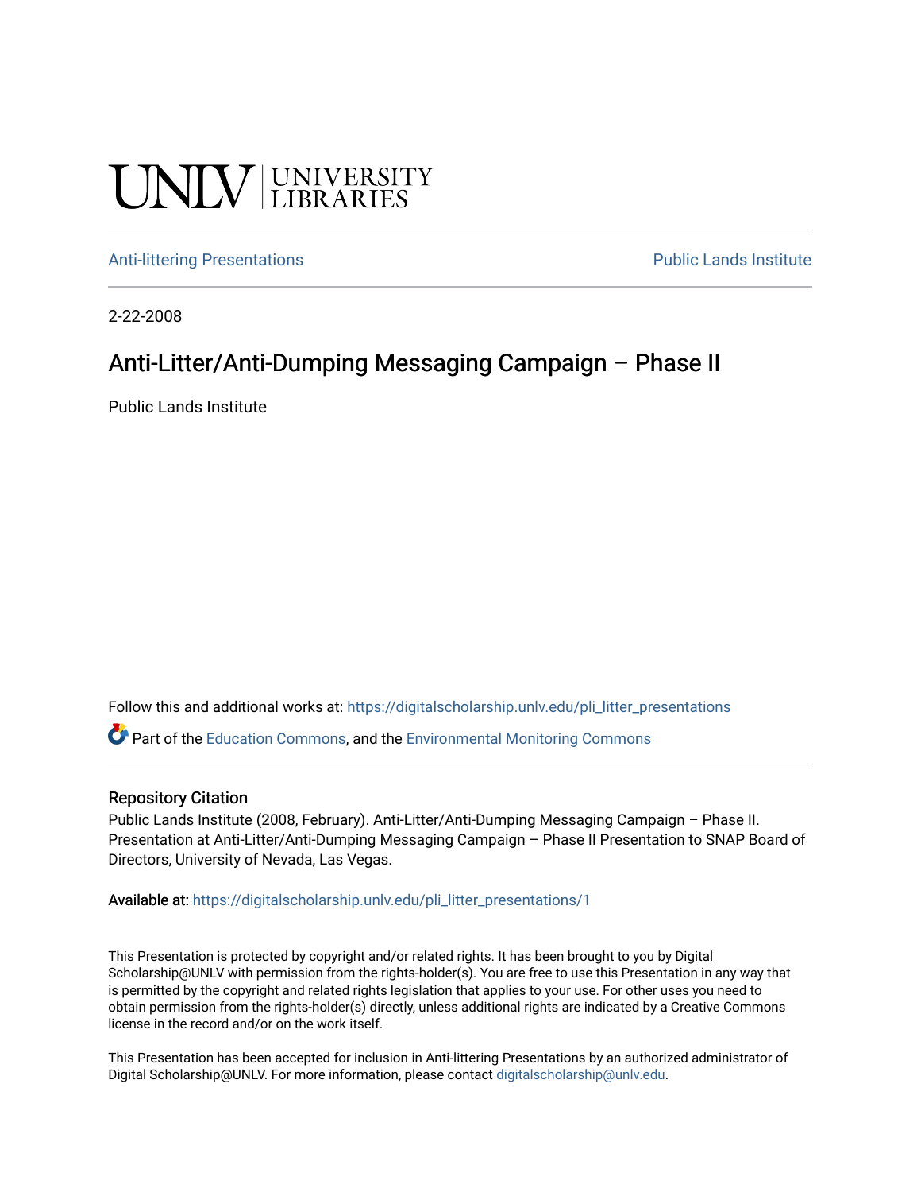UNLV | UNIVERSITY LIBRARIES

Anti-littering Presentations

Public Lands Institute

2-22-2008

# Anti-Litter/Anti-Dumping Messaging Campaign – Phase II

Public Lands Institute

Follow this and additional works at: https://digitalscholarship.unlv.edu/pli_litter_presentations

Part of the Education Commons, and the Environmental Monitoring Commons

## Repository Citation

Public Lands Institute (2008, February). Anti-Litter/Anti-Dumping Messaging Campaign – Phase II. Presentation at Anti-Litter/Anti-Dumping Messaging Campaign – Phase II Presentation to SNAP Board of Directors, University of Nevada, Las Vegas.

Available at: https://digitalscholarship.unlv.edu/pli_litter_presentations/1

This Presentation is protected by copyright and/or related rights. It has been brought to you by Digital Scholarship@UNLV with permission from the rights-holder(s). You are free to use this Presentation in any way that is permitted by the copyright and related rights legislation that applies to your use. For other uses you need to obtain permission from the rights-holder(s) directly, unless additional rights are indicated by a Creative Commons license in the record and/or on the work itself.

This Presentation has been accepted for inclusion in Anti-littering Presentations by an authorized administrator of Digital Scholarship@UNLV. For more information, please contact digitalscholarship@unlv.edu.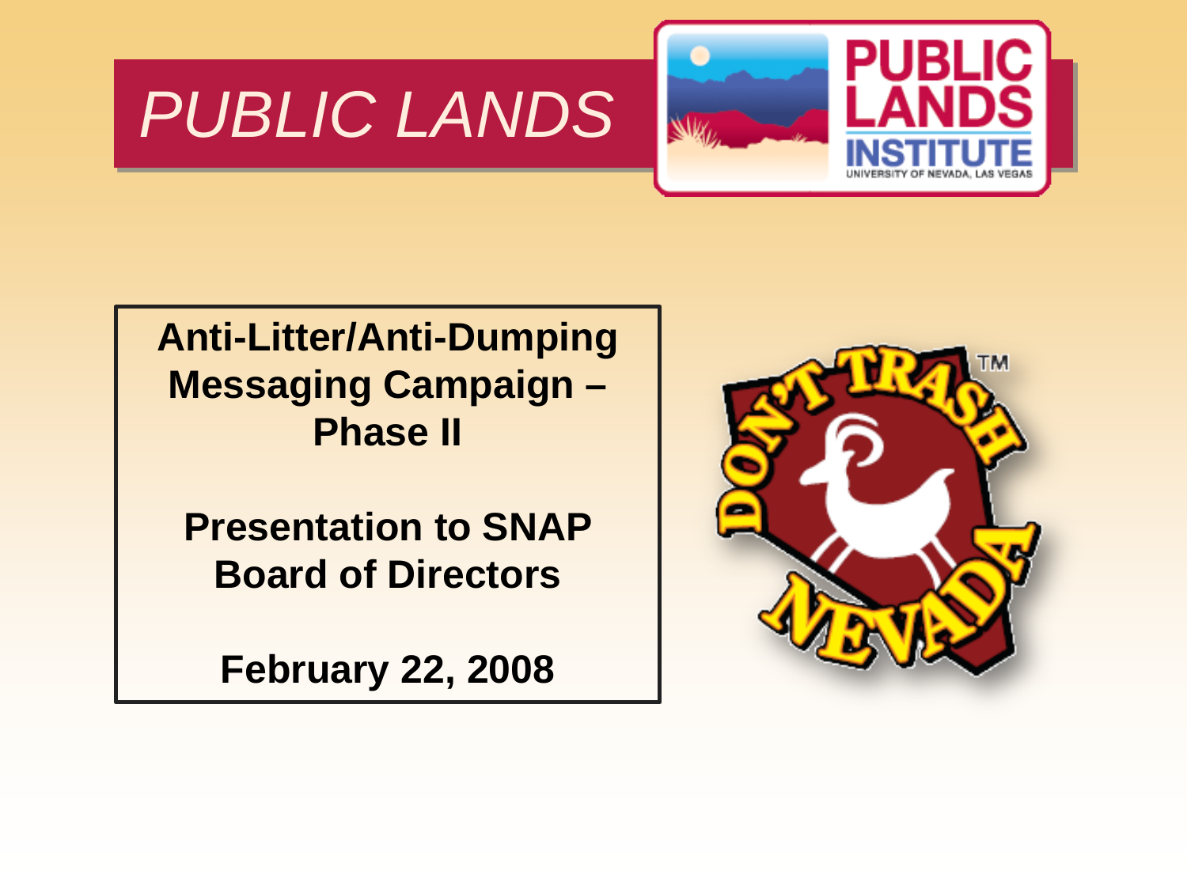# PUBLIC LANDS

**Anti-Litter/Anti-Dumping Messaging Campaign – Phase II**

**Presentation to SNAP Board of Directors**

**February 22, 2008**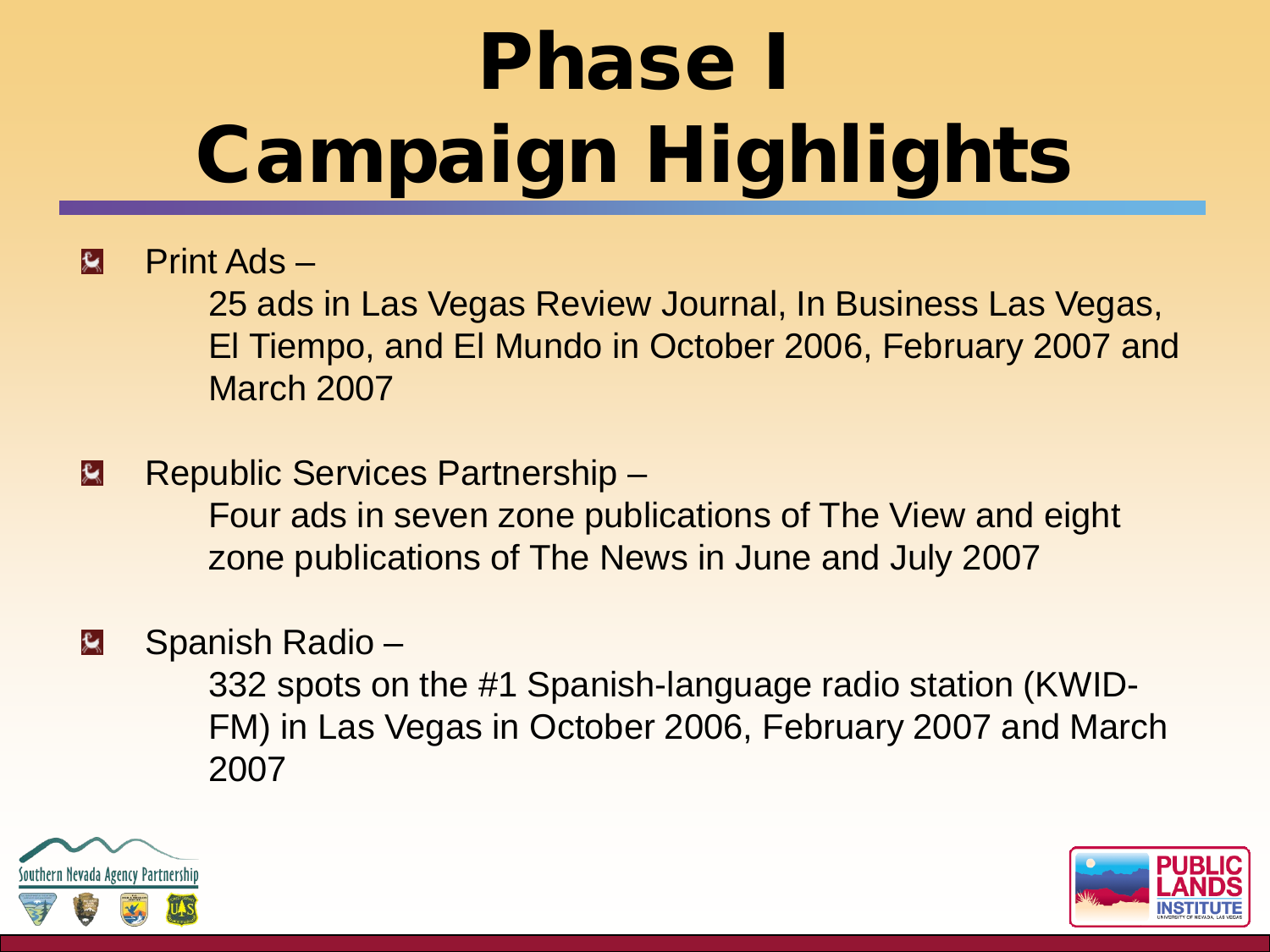# Phase I Campaign Highlights

- Print Ads –
  
  25 ads in Las Vegas Review Journal, In Business Las Vegas, El Tiempo, and El Mundo in October 2006, February 2007 and March 2007

- Republic Services Partnership –
  
  Four ads in seven zone publications of The View and eight zone publications of The News in June and July 2007

- Spanish Radio –
  
  332 spots on the #1 Spanish-language radio station (KWID-FM) in Las Vegas in October 2006, February 2007 and March 2007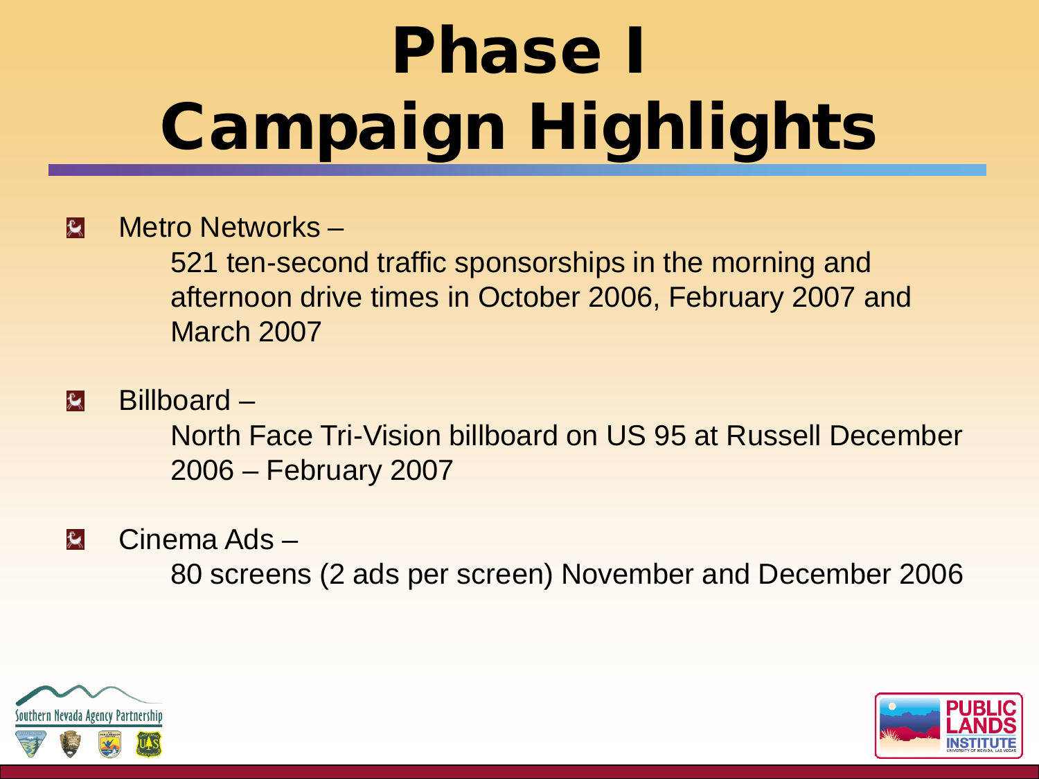# Phase I Campaign Highlights

- Metro Networks –

  521 ten-second traffic sponsorships in the morning and afternoon drive times in October 2006, February 2007 and March 2007

- Billboard –

  North Face Tri-Vision billboard on US 95 at Russell December 2006 – February 2007

- Cinema Ads –

  80 screens (2 ads per screen) November and December 2006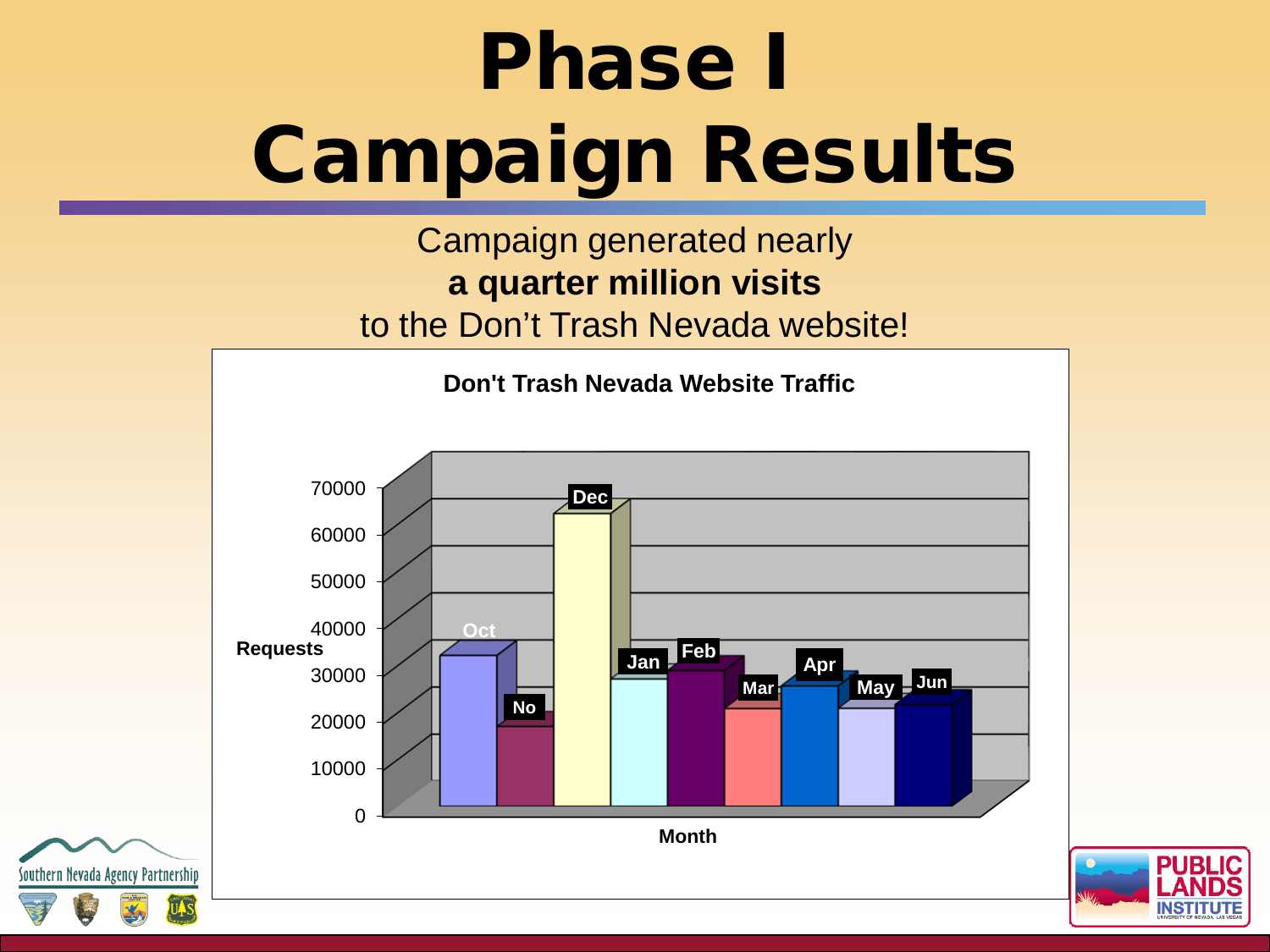# Phase I Campaign Results

Campaign generated nearly
**a quarter million visits**
to the Don't Trash Nevada website!

**Don't Trash Nevada Website Traffic**

Requests

70000
60000
50000
40000
30000
20000
10000
0

Oct, No, Dec, Jan, Feb, Mar, Apr, May, Jun

Month

Southern Nevada Agency Partnership

PUBLIC LANDS INSTITUTE
UNIVERSITY OF NEVADA, LAS VEGAS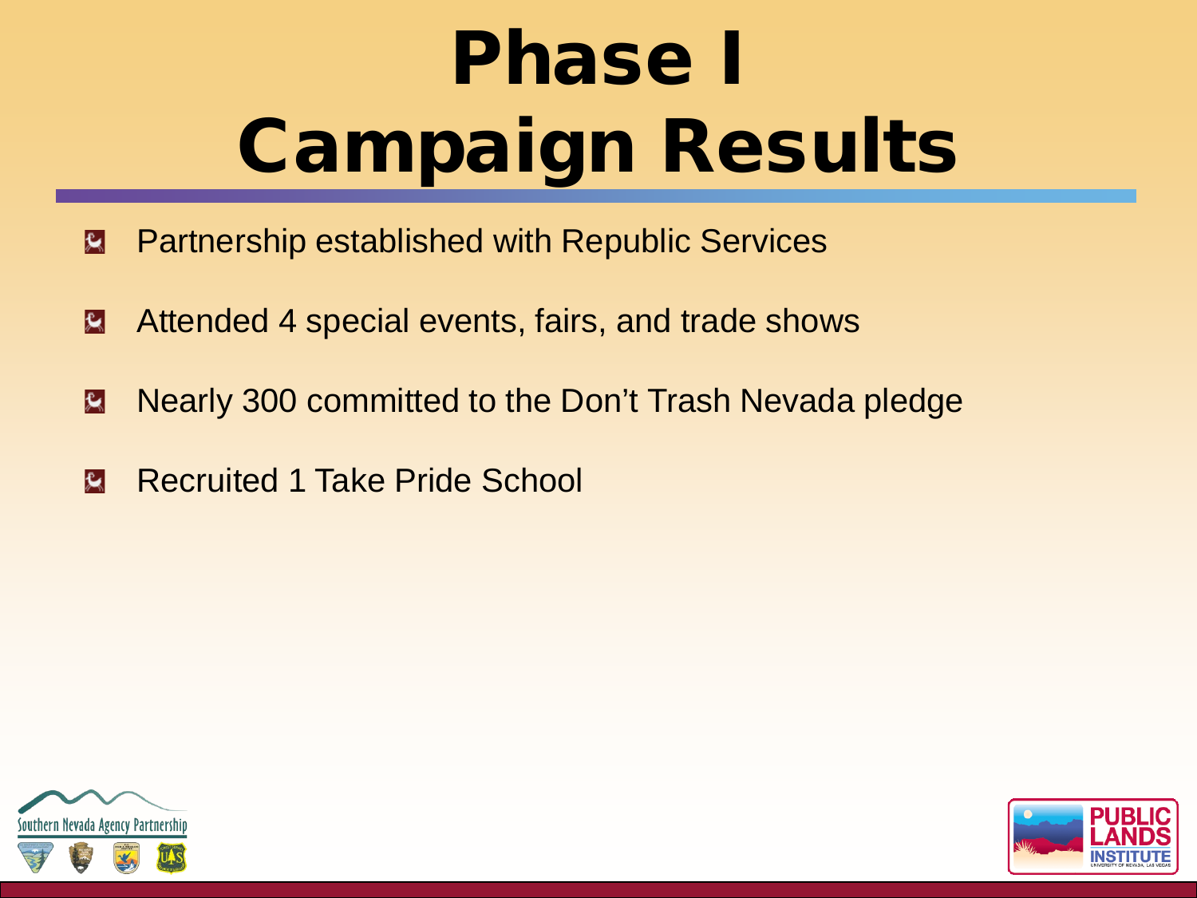# Phase I Campaign Results

- Partnership established with Republic Services
- Attended 4 special events, fairs, and trade shows
- Nearly 300 committed to the Don’t Trash Nevada pledge
- Recruited 1 Take Pride School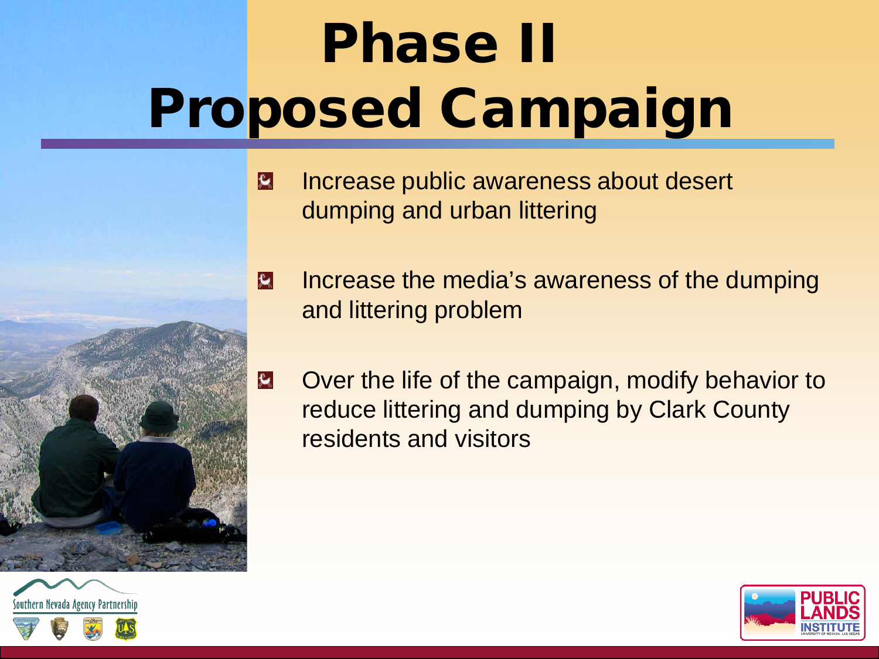# Phase II Proposed Campaign

- Increase public awareness about desert dumping and urban littering
- Increase the media's awareness of the dumping and littering problem
- Over the life of the campaign, modify behavior to reduce littering and dumping by Clark County residents and visitors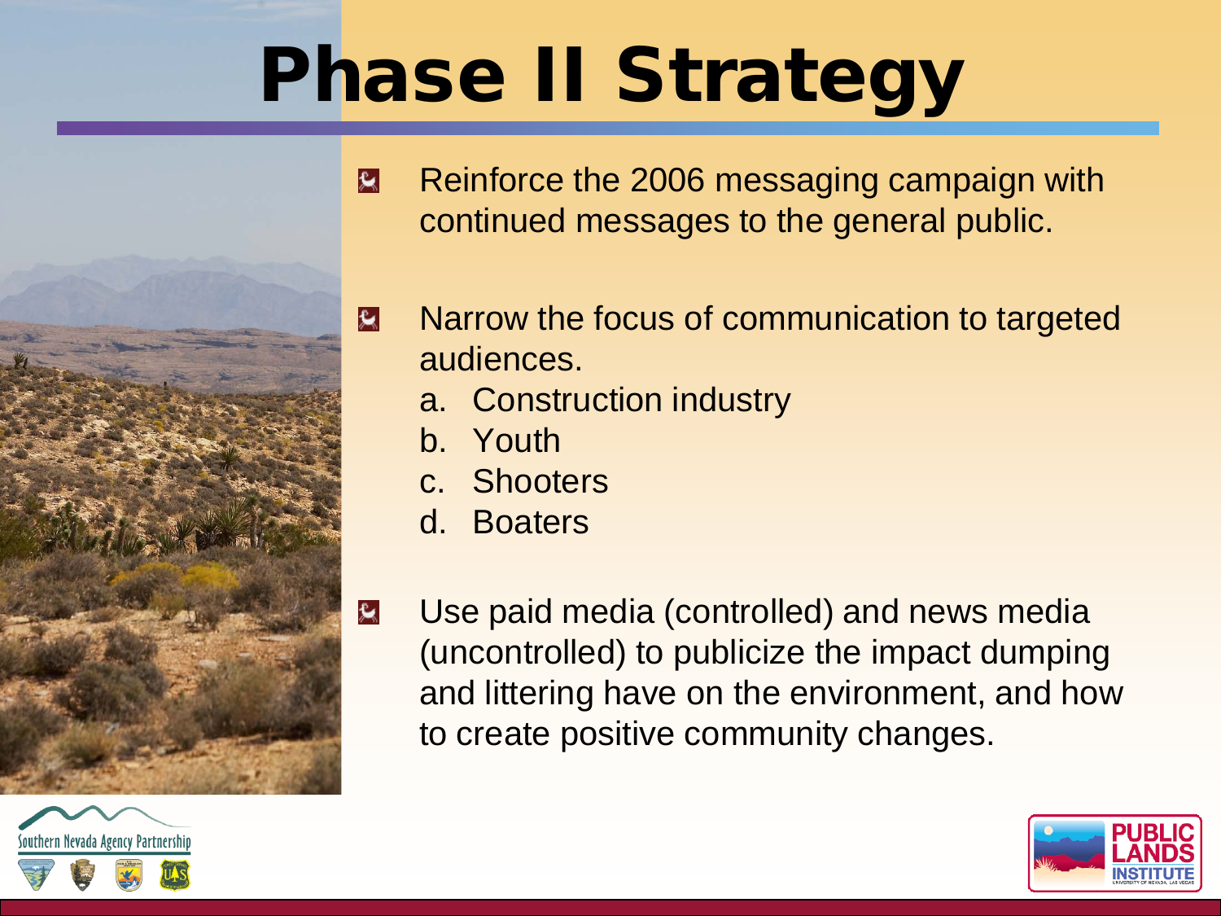# Phase II Strategy

- Reinforce the 2006 messaging campaign with continued messages to the general public.
- Narrow the focus of communication to targeted audiences.
  a. Construction industry
  b. Youth
  c. Shooters
  d. Boaters
- Use paid media (controlled) and news media (uncontrolled) to publicize the impact dumping and littering have on the environment, and how to create positive community changes.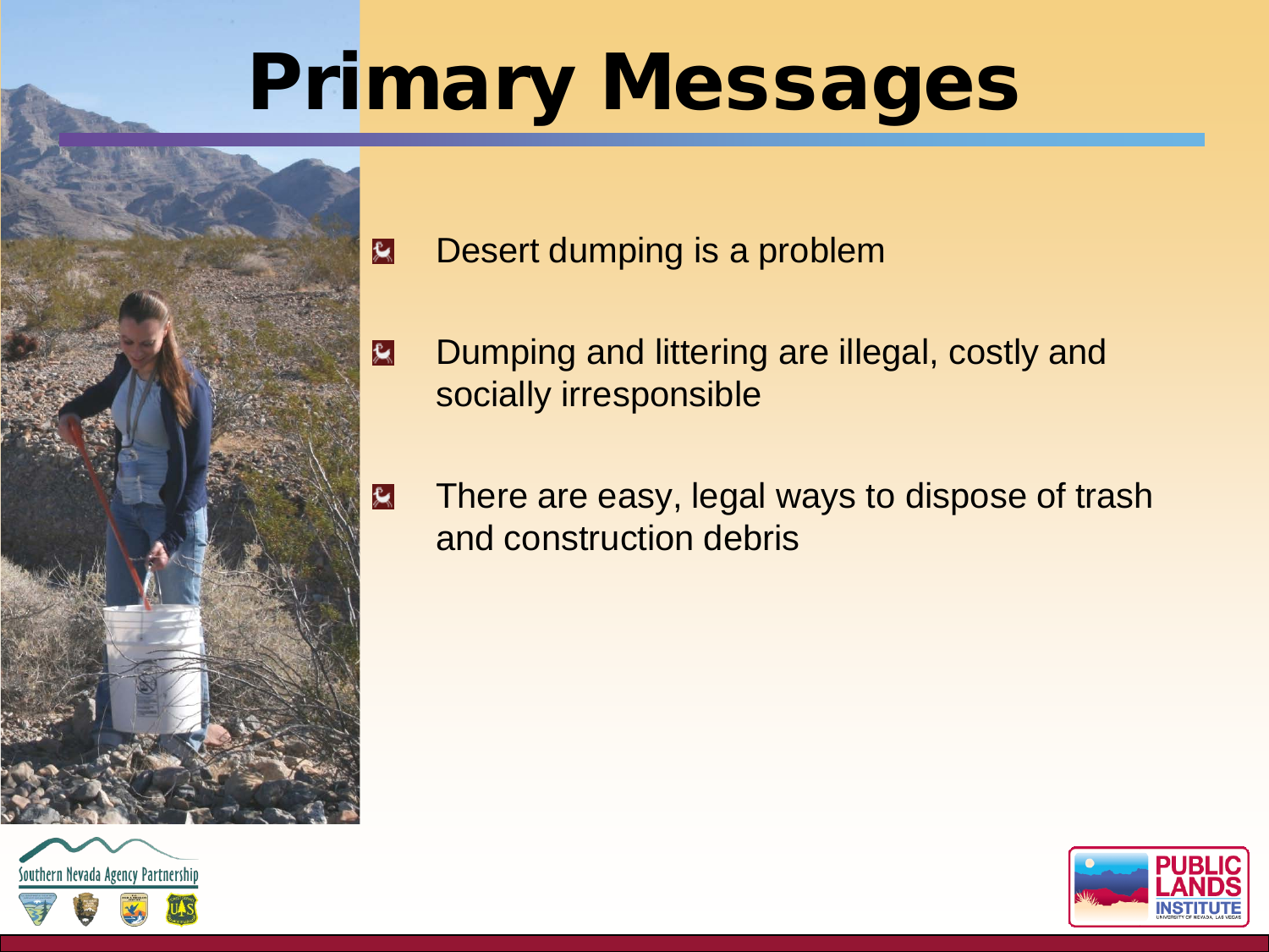# Primary Messages

- Desert dumping is a problem
- Dumping and littering are illegal, costly and socially irresponsible
- There are easy, legal ways to dispose of trash and construction debris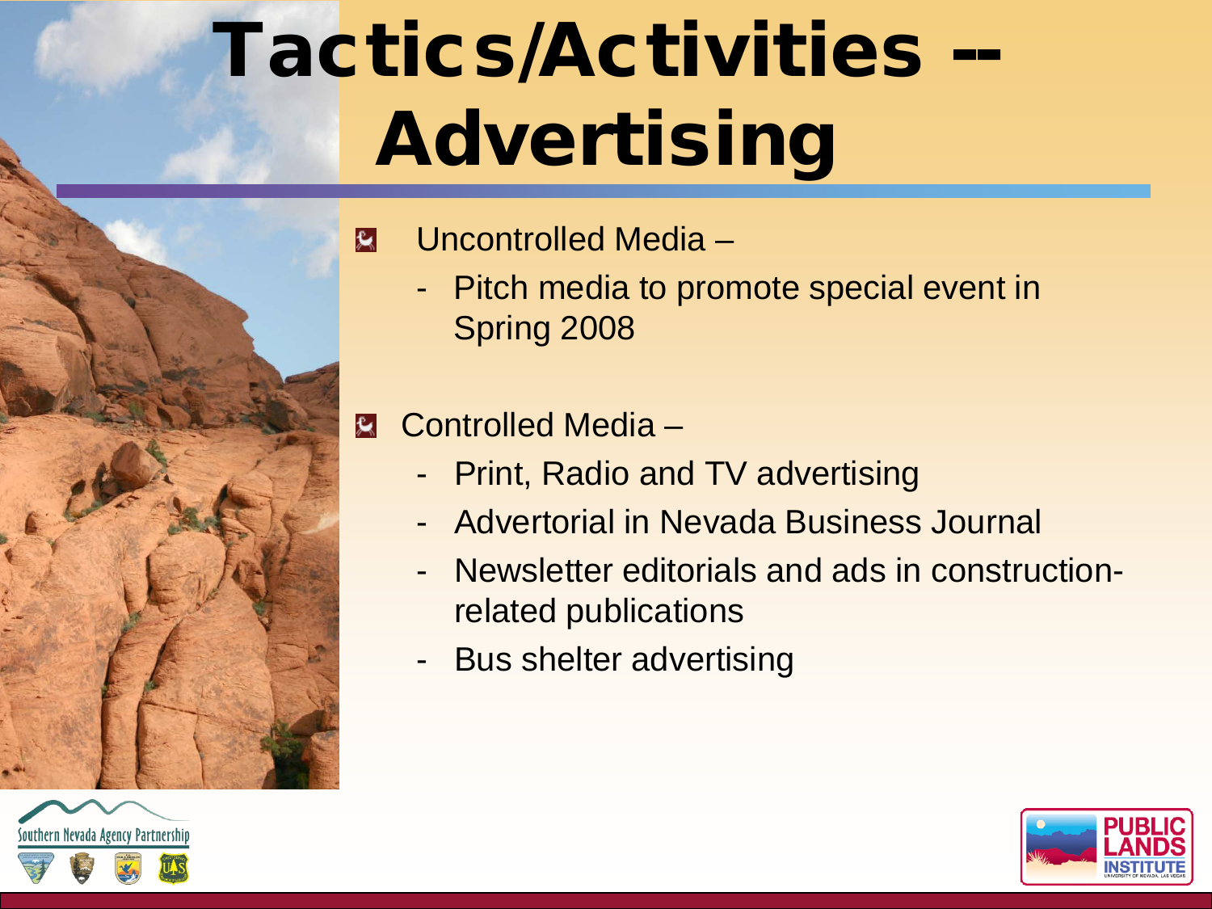# Tactics/Activities -- Advertising

- Uncontrolled Media –
  - Pitch media to promote special event in Spring 2008
- Controlled Media –
  - Print, Radio and TV advertising
  - Advertorial in Nevada Business Journal
  - Newsletter editorials and ads in construction-related publications
  - Bus shelter advertising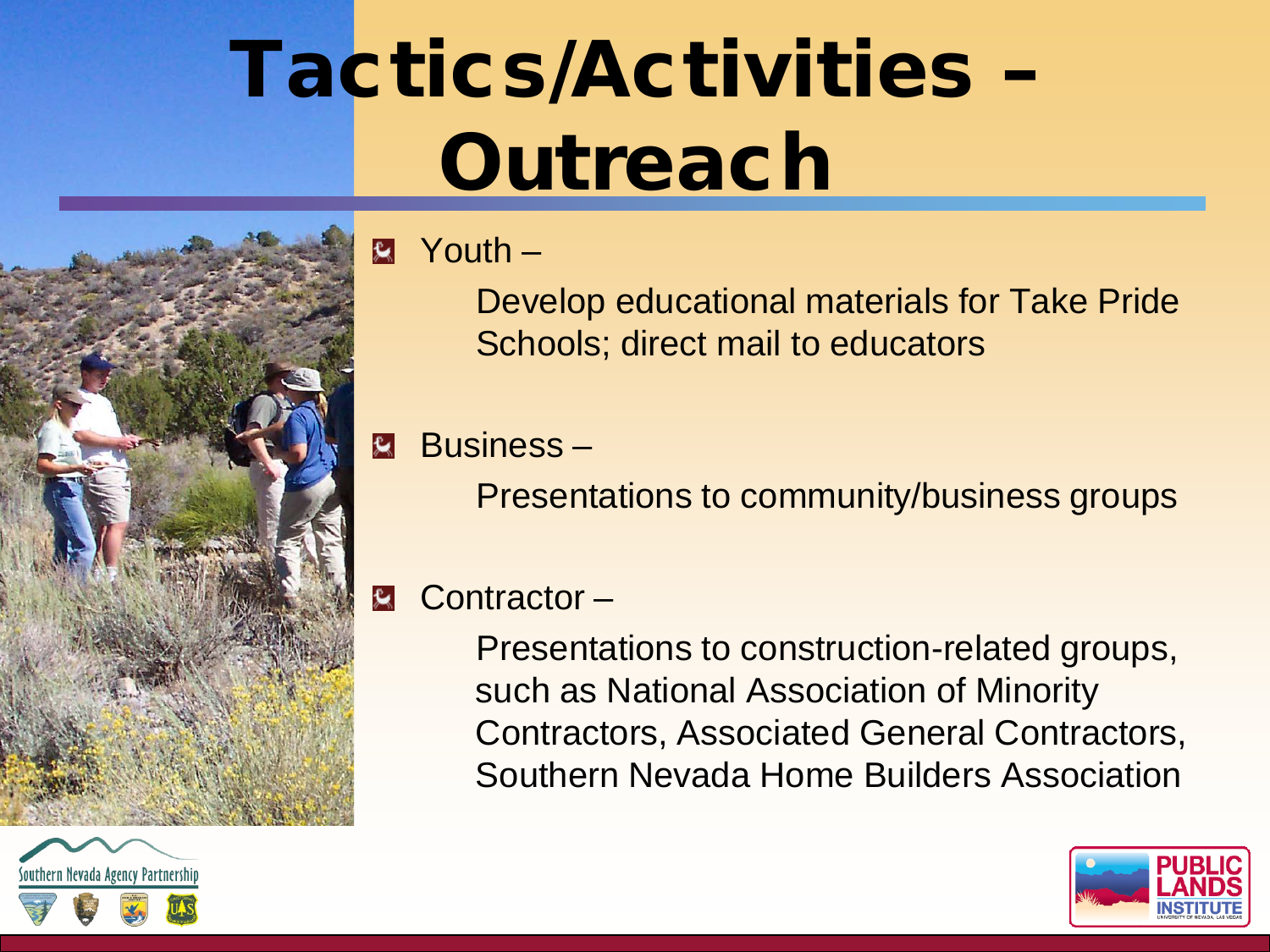# Tactics/Activities – Outreach

- Youth –

  Develop educational materials for Take Pride Schools; direct mail to educators

- Business –

  Presentations to community/business groups

- Contractor –

  Presentations to construction-related groups, such as National Association of Minority Contractors, Associated General Contractors, Southern Nevada Home Builders Association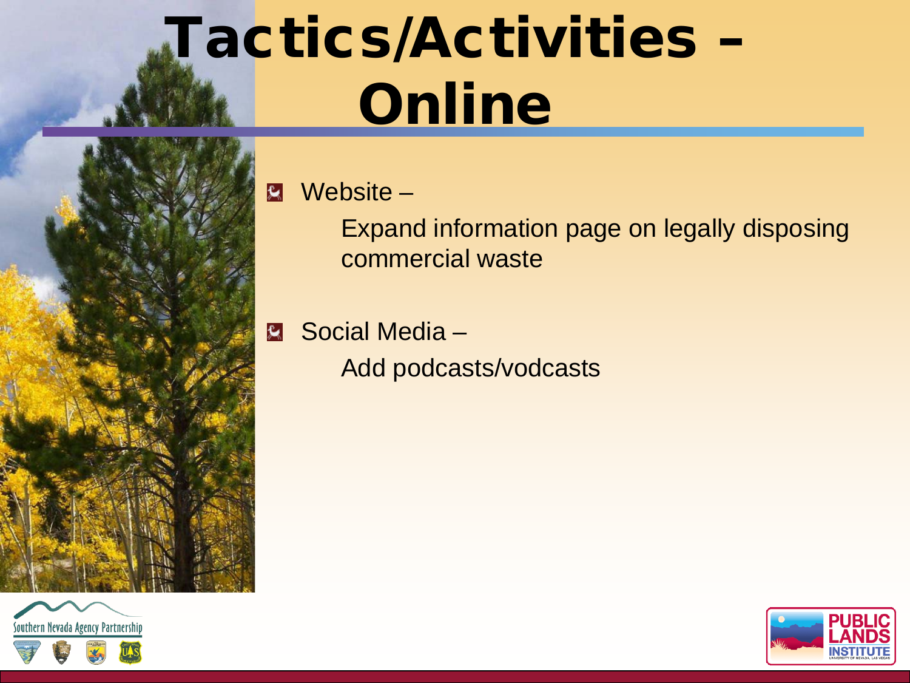# Tactics/Activities – Online

- Website –

  Expand information page on legally disposing commercial waste

- Social Media –

  Add podcasts/vodcasts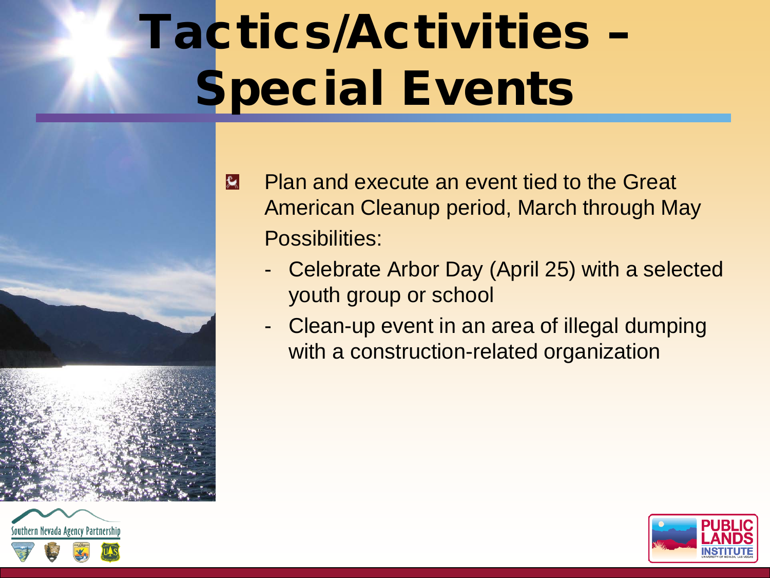# Tactics/Activities – Special Events

- Plan and execute an event tied to the Great American Cleanup period, March through May

  Possibilities:

  - Celebrate Arbor Day (April 25) with a selected youth group or school
  - Clean-up event in an area of illegal dumping with a construction-related organization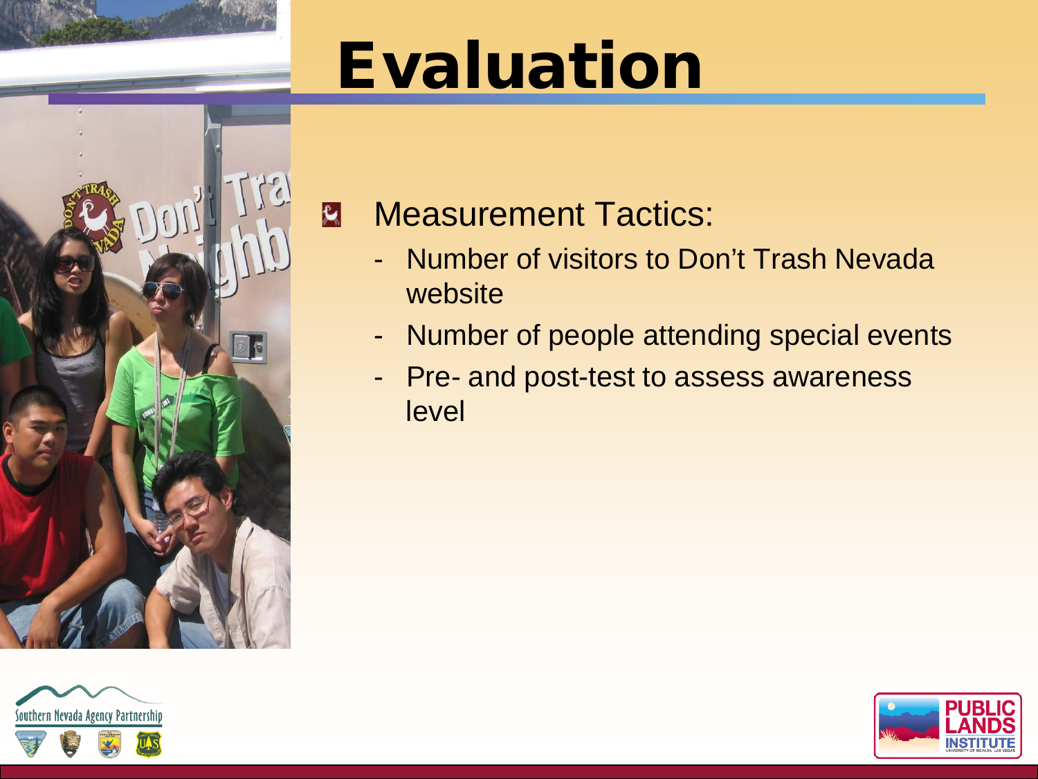# Evaluation

- Measurement Tactics:
  - Number of visitors to Don't Trash Nevada website
  - Number of people attending special events
  - Pre- and post-test to assess awareness level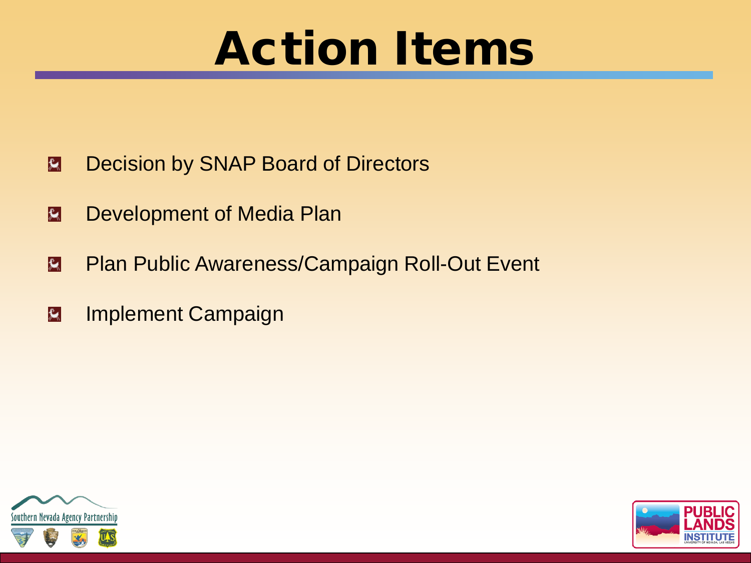# Action Items

- Decision by SNAP Board of Directors
- Development of Media Plan
- Plan Public Awareness/Campaign Roll-Out Event
- Implement Campaign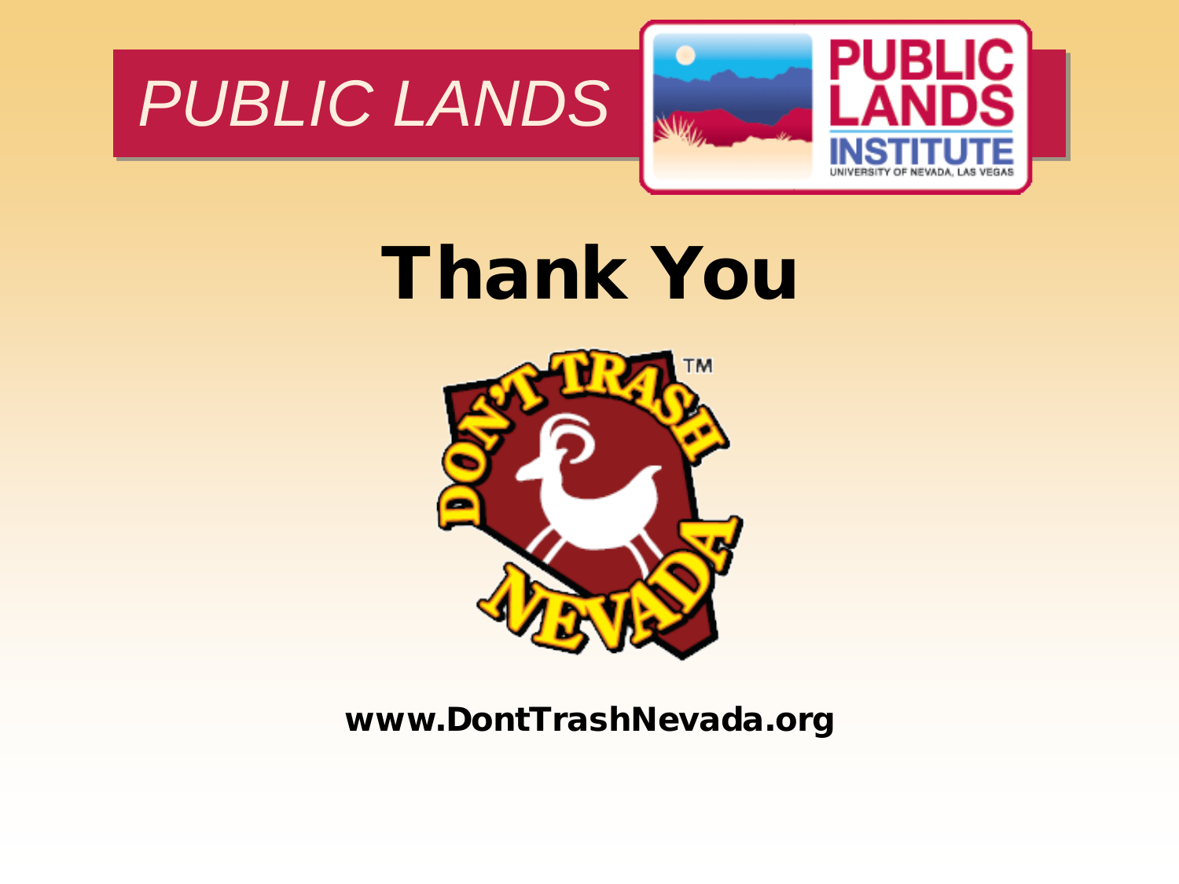PUBLIC LANDS

# Thank You

**www.DontTrashNevada.org**